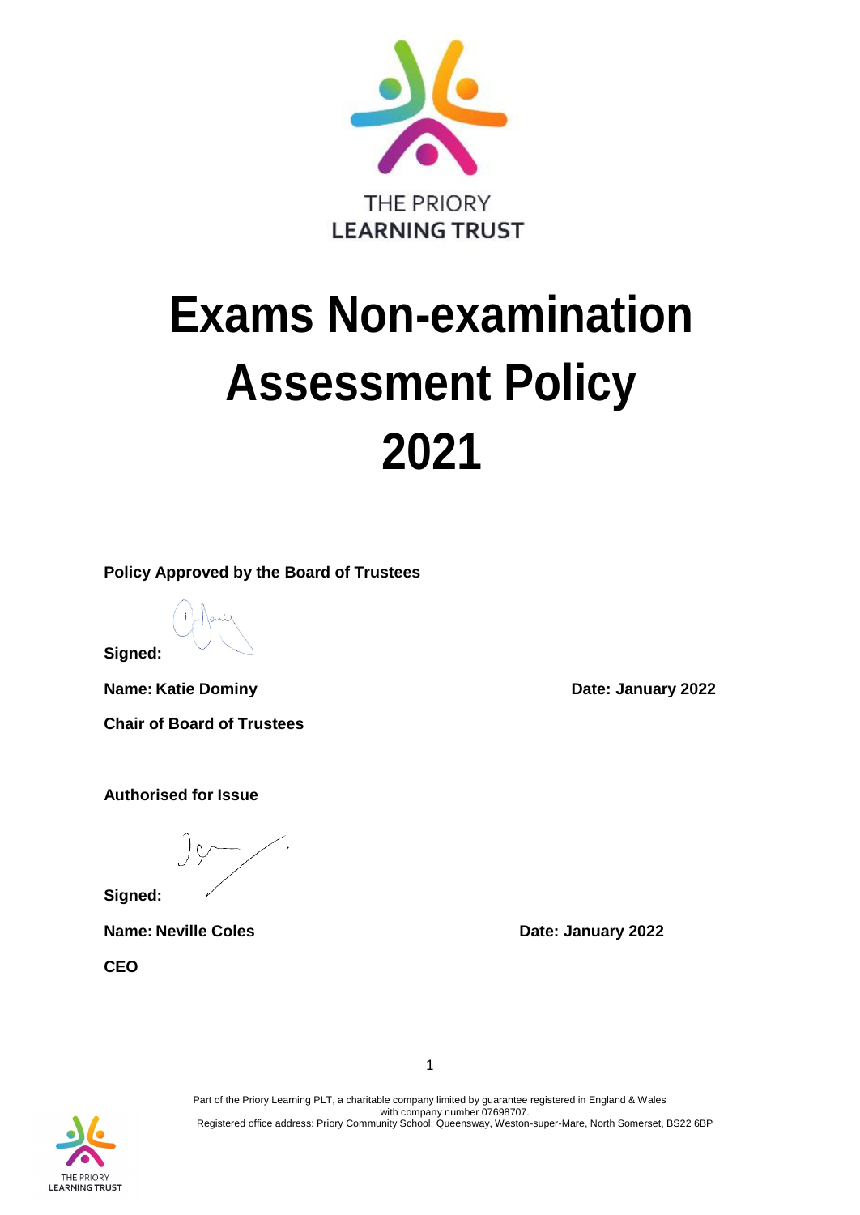THE PRIORY LEARNING TRUST

# Exams Non-examination Assessment Policy 2021

**Policy Approved by the Board of Trustees**

**Signed:**

**Name: Katie Dominy** **Date: January 2022**

**Chair of Board of Trustees**

**Authorised for Issue**

**Signed:**

**Name: Neville Coles** **Date: January 2022**

**CEO**

Part of the Priory Learning PLT, a charitable company limited by guarantee registered in England & Wales with company number 07698707.
Registered office address: Priory Community School, Queensway, Weston-super-Mare, North Somerset, BS22 6BP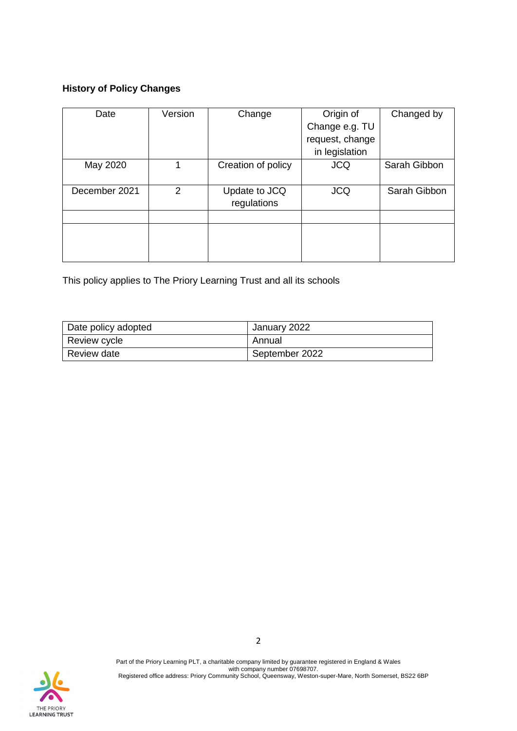**History of Policy Changes**

| Date | Version | Change | Origin of Change e.g. TU request, change in legislation | Changed by |
|---|---|---|---|---|
| May 2020 | 1 | Creation of policy | JCQ | Sarah Gibbon |
| December 2021 | 2 | Update to JCQ regulations | JCQ | Sarah Gibbon |
| | | | | |
| | | | | |

This policy applies to The Priory Learning Trust and all its schools

| Date policy adopted | January 2022 |
|---|---|
| Review cycle | Annual |
| Review date | September 2022 |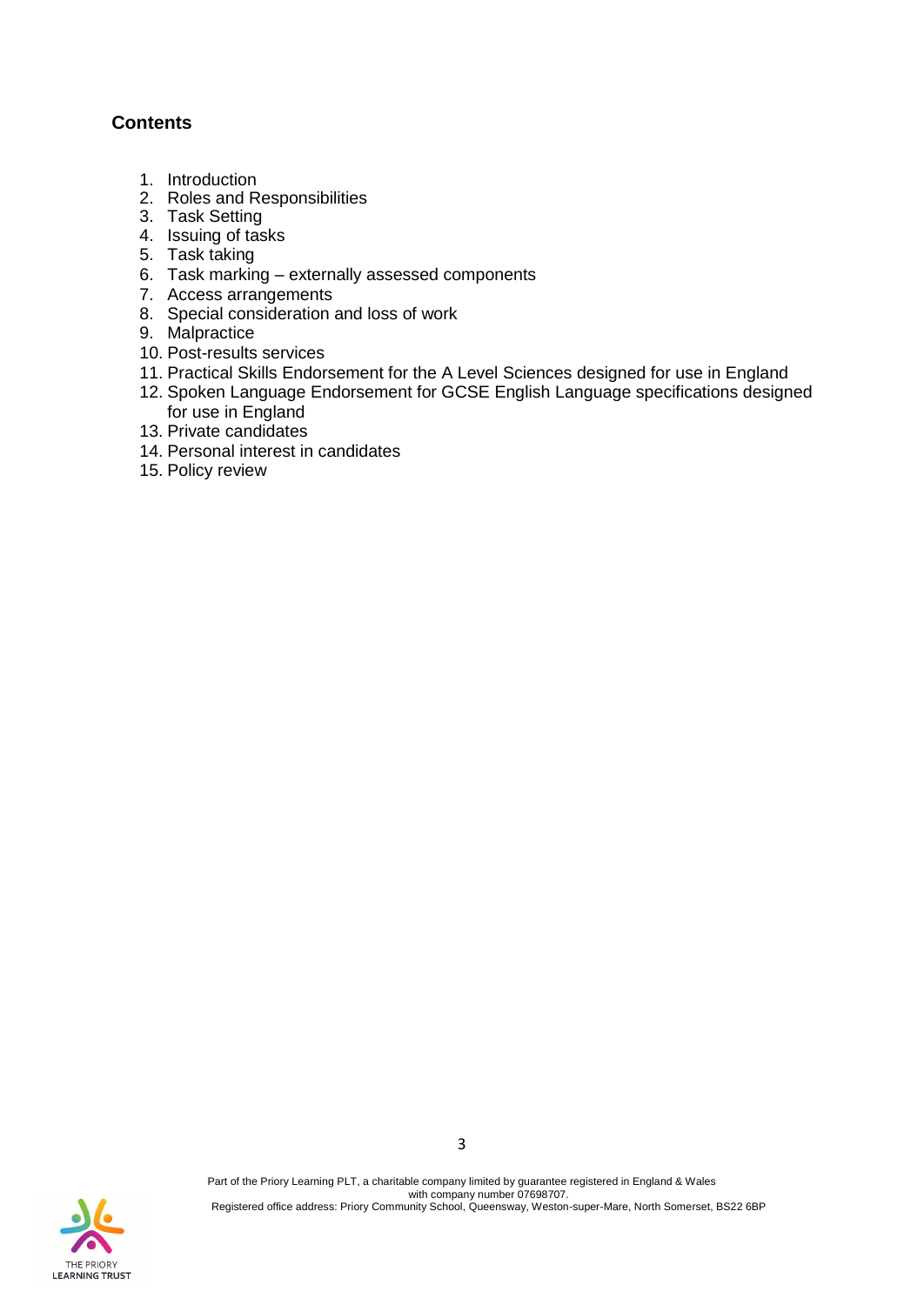## Contents

1. Introduction
2. Roles and Responsibilities
3. Task Setting
4. Issuing of tasks
5. Task taking
6. Task marking – externally assessed components
7. Access arrangements
8. Special consideration and loss of work
9. Malpractice
10. Post-results services
11. Practical Skills Endorsement for the A Level Sciences designed for use in England
12. Spoken Language Endorsement for GCSE English Language specifications designed for use in England
13. Private candidates
14. Personal interest in candidates
15. Policy review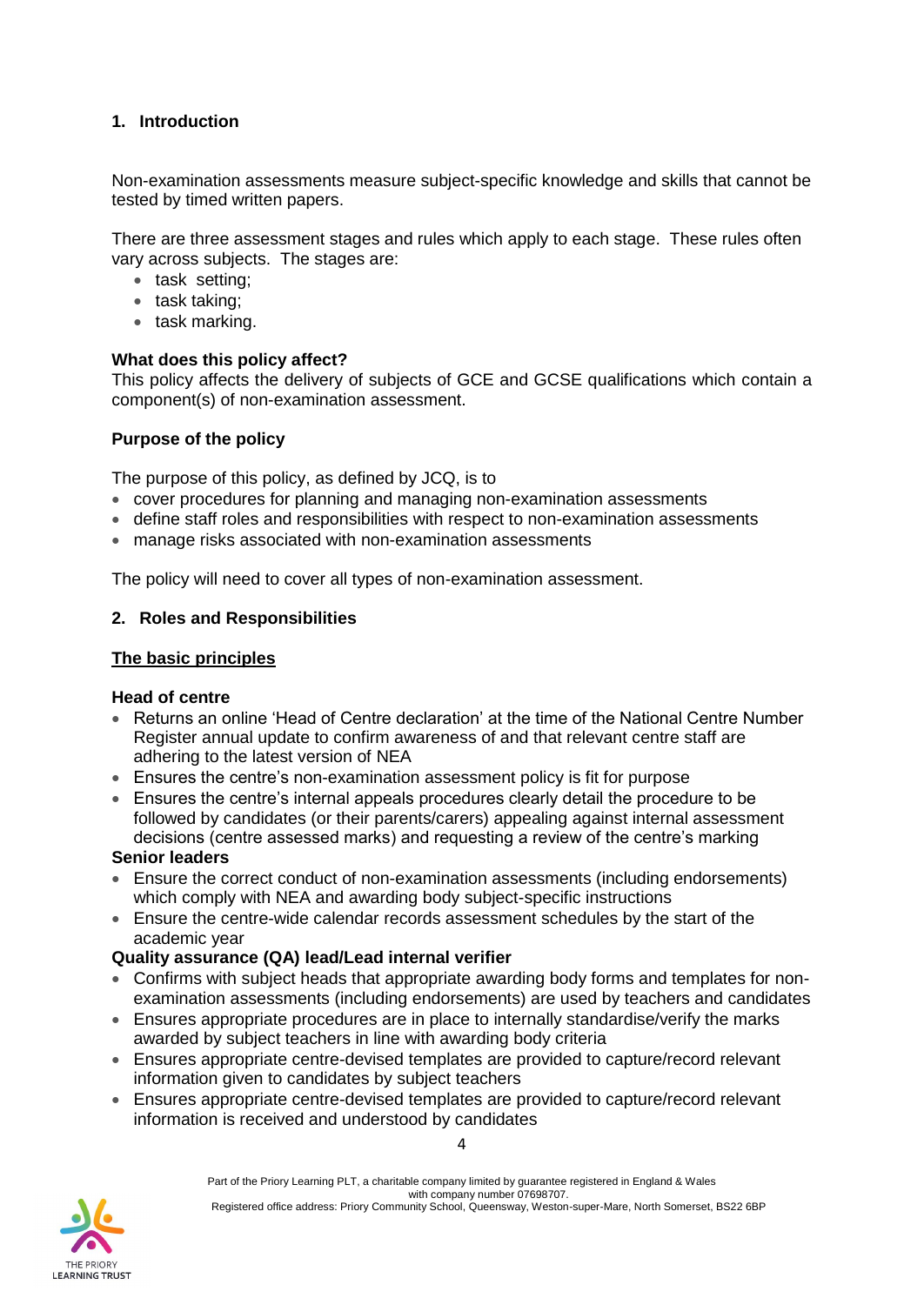## 1. Introduction

Non-examination assessments measure subject-specific knowledge and skills that cannot be tested by timed written papers.

There are three assessment stages and rules which apply to each stage. These rules often vary across subjects. The stages are:

- task setting;
- task taking;
- task marking.

**What does this policy affect?**

This policy affects the delivery of subjects of GCE and GCSE qualifications which contain a component(s) of non-examination assessment.

**Purpose of the policy**

The purpose of this policy, as defined by JCQ, is to

- cover procedures for planning and managing non-examination assessments
- define staff roles and responsibilities with respect to non-examination assessments
- manage risks associated with non-examination assessments

The policy will need to cover all types of non-examination assessment.

## 2. Roles and Responsibilities

**The basic principles**

**Head of centre**

- Returns an online 'Head of Centre declaration' at the time of the National Centre Number Register annual update to confirm awareness of and that relevant centre staff are adhering to the latest version of NEA
- Ensures the centre's non-examination assessment policy is fit for purpose
- Ensures the centre's internal appeals procedures clearly detail the procedure to be followed by candidates (or their parents/carers) appealing against internal assessment decisions (centre assessed marks) and requesting a review of the centre's marking

**Senior leaders**

- Ensure the correct conduct of non-examination assessments (including endorsements) which comply with NEA and awarding body subject-specific instructions
- Ensure the centre-wide calendar records assessment schedules by the start of the academic year

**Quality assurance (QA) lead/Lead internal verifier**

- Confirms with subject heads that appropriate awarding body forms and templates for non-examination assessments (including endorsements) are used by teachers and candidates
- Ensures appropriate procedures are in place to internally standardise/verify the marks awarded by subject teachers in line with awarding body criteria
- Ensures appropriate centre-devised templates are provided to capture/record relevant information given to candidates by subject teachers
- Ensures appropriate centre-devised templates are provided to capture/record relevant information is received and understood by candidates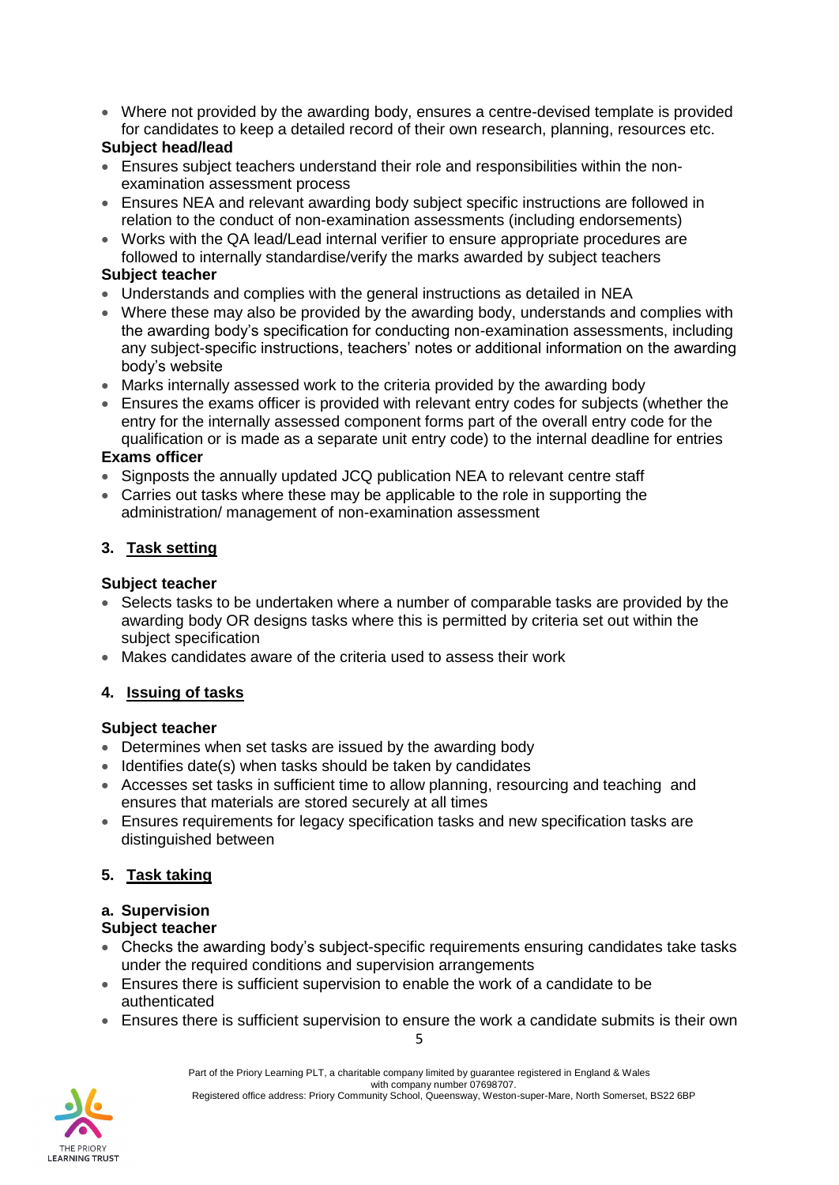- Where not provided by the awarding body, ensures a centre-devised template is provided for candidates to keep a detailed record of their own research, planning, resources etc.

**Subject head/lead**

- Ensures subject teachers understand their role and responsibilities within the non-examination assessment process
- Ensures NEA and relevant awarding body subject specific instructions are followed in relation to the conduct of non-examination assessments (including endorsements)
- Works with the QA lead/Lead internal verifier to ensure appropriate procedures are followed to internally standardise/verify the marks awarded by subject teachers

**Subject teacher**

- Understands and complies with the general instructions as detailed in NEA
- Where these may also be provided by the awarding body, understands and complies with the awarding body's specification for conducting non-examination assessments, including any subject-specific instructions, teachers' notes or additional information on the awarding body's website
- Marks internally assessed work to the criteria provided by the awarding body
- Ensures the exams officer is provided with relevant entry codes for subjects (whether the entry for the internally assessed component forms part of the overall entry code for the qualification or is made as a separate unit entry code) to the internal deadline for entries

**Exams officer**

- Signposts the annually updated JCQ publication NEA to relevant centre staff
- Carries out tasks where these may be applicable to the role in supporting the administration/ management of non-examination assessment

## 3. Task setting

**Subject teacher**

- Selects tasks to be undertaken where a number of comparable tasks are provided by the awarding body OR designs tasks where this is permitted by criteria set out within the subject specification
- Makes candidates aware of the criteria used to assess their work

## 4. Issuing of tasks

**Subject teacher**

- Determines when set tasks are issued by the awarding body
- Identifies date(s) when tasks should be taken by candidates
- Accesses set tasks in sufficient time to allow planning, resourcing and teaching and ensures that materials are stored securely at all times
- Ensures requirements for legacy specification tasks and new specification tasks are distinguished between

## 5. Task taking

### a. Supervision

**Subject teacher**

- Checks the awarding body's subject-specific requirements ensuring candidates take tasks under the required conditions and supervision arrangements
- Ensures there is sufficient supervision to enable the work of a candidate to be authenticated
- Ensures there is sufficient supervision to ensure the work a candidate submits is their own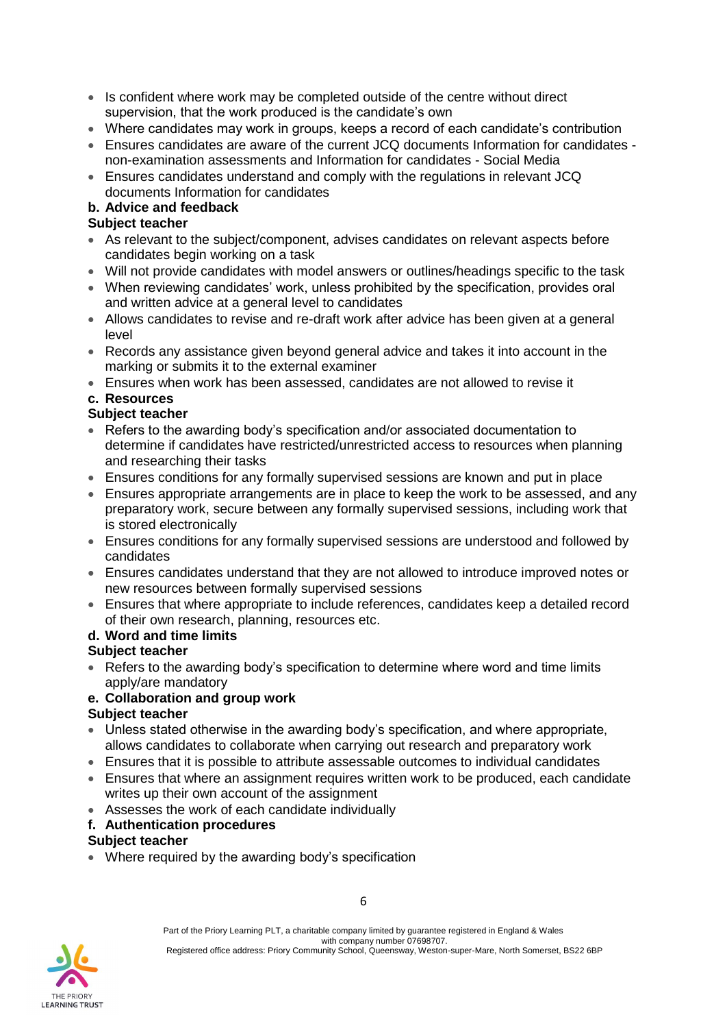- Is confident where work may be completed outside of the centre without direct supervision, that the work produced is the candidate's own
- Where candidates may work in groups, keeps a record of each candidate's contribution
- Ensures candidates are aware of the current JCQ documents Information for candidates - non-examination assessments and Information for candidates - Social Media
- Ensures candidates understand and comply with the regulations in relevant JCQ documents Information for candidates

**b. Advice and feedback**

**Subject teacher**

- As relevant to the subject/component, advises candidates on relevant aspects before candidates begin working on a task
- Will not provide candidates with model answers or outlines/headings specific to the task
- When reviewing candidates' work, unless prohibited by the specification, provides oral and written advice at a general level to candidates
- Allows candidates to revise and re-draft work after advice has been given at a general level
- Records any assistance given beyond general advice and takes it into account in the marking or submits it to the external examiner
- Ensures when work has been assessed, candidates are not allowed to revise it

**c. Resources**

**Subject teacher**

- Refers to the awarding body's specification and/or associated documentation to determine if candidates have restricted/unrestricted access to resources when planning and researching their tasks
- Ensures conditions for any formally supervised sessions are known and put in place
- Ensures appropriate arrangements are in place to keep the work to be assessed, and any preparatory work, secure between any formally supervised sessions, including work that is stored electronically
- Ensures conditions for any formally supervised sessions are understood and followed by candidates
- Ensures candidates understand that they are not allowed to introduce improved notes or new resources between formally supervised sessions
- Ensures that where appropriate to include references, candidates keep a detailed record of their own research, planning, resources etc.

**d. Word and time limits**

**Subject teacher**

- Refers to the awarding body's specification to determine where word and time limits apply/are mandatory

**e. Collaboration and group work**

**Subject teacher**

- Unless stated otherwise in the awarding body's specification, and where appropriate, allows candidates to collaborate when carrying out research and preparatory work
- Ensures that it is possible to attribute assessable outcomes to individual candidates
- Ensures that where an assignment requires written work to be produced, each candidate writes up their own account of the assignment
- Assesses the work of each candidate individually

**f. Authentication procedures**

**Subject teacher**

- Where required by the awarding body's specification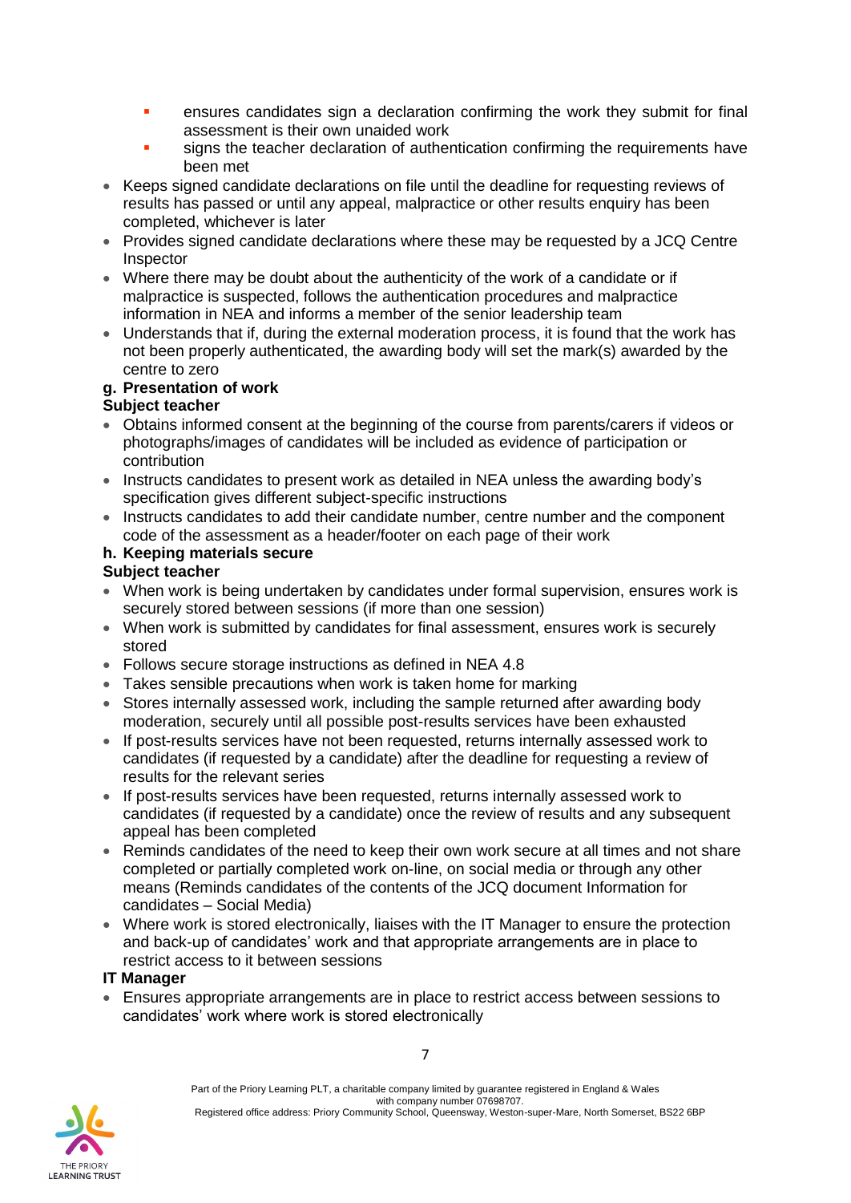- ensures candidates sign a declaration confirming the work they submit for final assessment is their own unaided work
    - signs the teacher declaration of authentication confirming the requirements have been met
- Keeps signed candidate declarations on file until the deadline for requesting reviews of results has passed or until any appeal, malpractice or other results enquiry has been completed, whichever is later
- Provides signed candidate declarations where these may be requested by a JCQ Centre Inspector
- Where there may be doubt about the authenticity of the work of a candidate or if malpractice is suspected, follows the authentication procedures and malpractice information in NEA and informs a member of the senior leadership team
- Understands that if, during the external moderation process, it is found that the work has not been properly authenticated, the awarding body will set the mark(s) awarded by the centre to zero

**g. Presentation of work**

**Subject teacher**

- Obtains informed consent at the beginning of the course from parents/carers if videos or photographs/images of candidates will be included as evidence of participation or contribution
- Instructs candidates to present work as detailed in NEA unless the awarding body's specification gives different subject-specific instructions
- Instructs candidates to add their candidate number, centre number and the component code of the assessment as a header/footer on each page of their work

**h. Keeping materials secure**

**Subject teacher**

- When work is being undertaken by candidates under formal supervision, ensures work is securely stored between sessions (if more than one session)
- When work is submitted by candidates for final assessment, ensures work is securely stored
- Follows secure storage instructions as defined in NEA 4.8
- Takes sensible precautions when work is taken home for marking
- Stores internally assessed work, including the sample returned after awarding body moderation, securely until all possible post-results services have been exhausted
- If post-results services have not been requested, returns internally assessed work to candidates (if requested by a candidate) after the deadline for requesting a review of results for the relevant series
- If post-results services have been requested, returns internally assessed work to candidates (if requested by a candidate) once the review of results and any subsequent appeal has been completed
- Reminds candidates of the need to keep their own work secure at all times and not share completed or partially completed work on-line, on social media or through any other means (Reminds candidates of the contents of the JCQ document Information for candidates – Social Media)
- Where work is stored electronically, liaises with the IT Manager to ensure the protection and back-up of candidates' work and that appropriate arrangements are in place to restrict access to it between sessions

**IT Manager**

- Ensures appropriate arrangements are in place to restrict access between sessions to candidates' work where work is stored electronically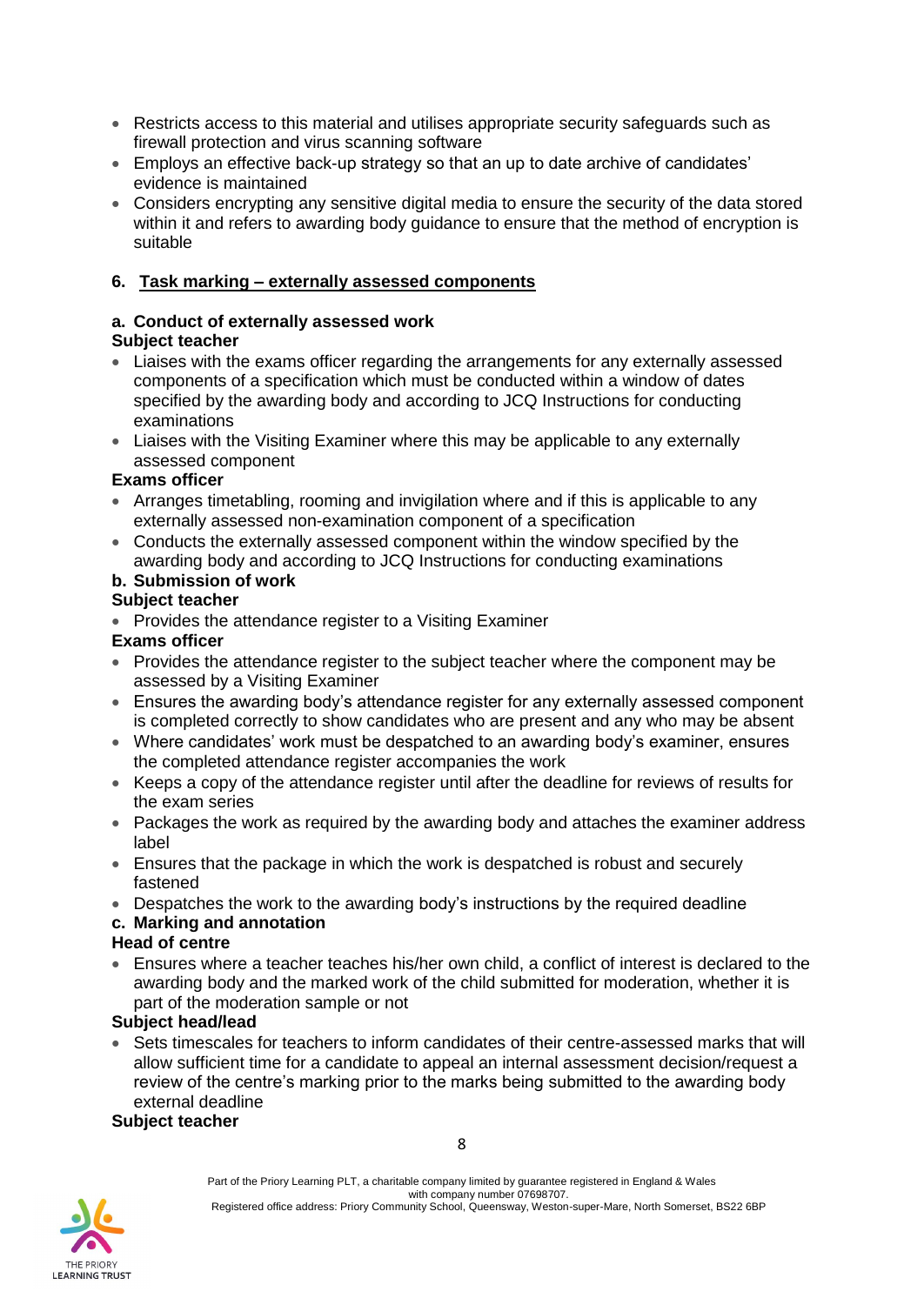- Restricts access to this material and utilises appropriate security safeguards such as firewall protection and virus scanning software
- Employs an effective back-up strategy so that an up to date archive of candidates' evidence is maintained
- Considers encrypting any sensitive digital media to ensure the security of the data stored within it and refers to awarding body guidance to ensure that the method of encryption is suitable

## 6. Task marking – externally assessed components

### a. Conduct of externally assessed work

**Subject teacher**

- Liaises with the exams officer regarding the arrangements for any externally assessed components of a specification which must be conducted within a window of dates specified by the awarding body and according to JCQ Instructions for conducting examinations
- Liaises with the Visiting Examiner where this may be applicable to any externally assessed component

**Exams officer**

- Arranges timetabling, rooming and invigilation where and if this is applicable to any externally assessed non-examination component of a specification
- Conducts the externally assessed component within the window specified by the awarding body and according to JCQ Instructions for conducting examinations

### b. Submission of work

**Subject teacher**

- Provides the attendance register to a Visiting Examiner

**Exams officer**

- Provides the attendance register to the subject teacher where the component may be assessed by a Visiting Examiner
- Ensures the awarding body's attendance register for any externally assessed component is completed correctly to show candidates who are present and any who may be absent
- Where candidates' work must be despatched to an awarding body's examiner, ensures the completed attendance register accompanies the work
- Keeps a copy of the attendance register until after the deadline for reviews of results for the exam series
- Packages the work as required by the awarding body and attaches the examiner address label
- Ensures that the package in which the work is despatched is robust and securely fastened
- Despatches the work to the awarding body's instructions by the required deadline

### c. Marking and annotation

**Head of centre**

- Ensures where a teacher teaches his/her own child, a conflict of interest is declared to the awarding body and the marked work of the child submitted for moderation, whether it is part of the moderation sample or not

**Subject head/lead**

- Sets timescales for teachers to inform candidates of their centre-assessed marks that will allow sufficient time for a candidate to appeal an internal assessment decision/request a review of the centre's marking prior to the marks being submitted to the awarding body external deadline

**Subject teacher**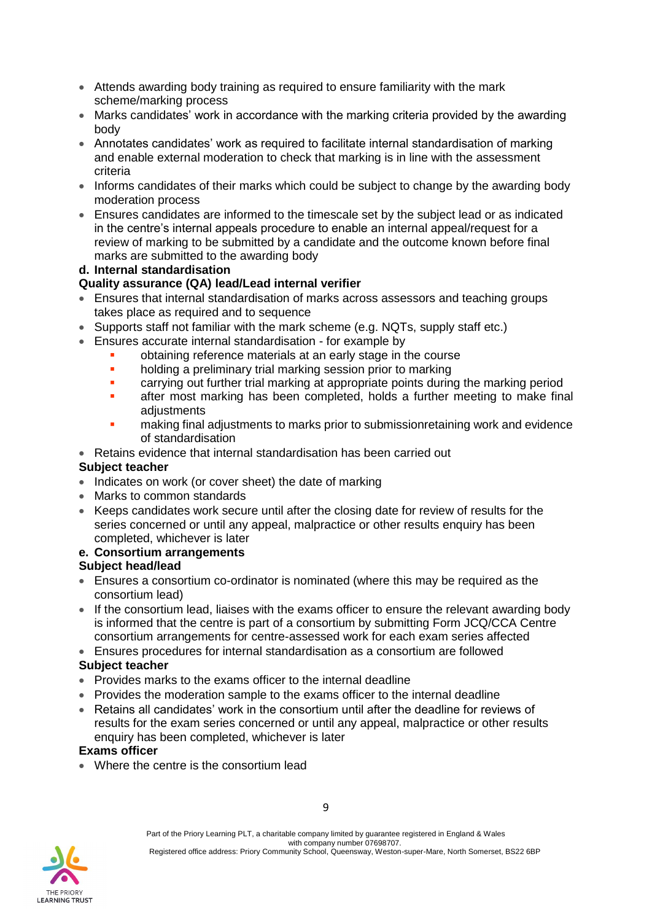- Attends awarding body training as required to ensure familiarity with the mark scheme/marking process
- Marks candidates' work in accordance with the marking criteria provided by the awarding body
- Annotates candidates' work as required to facilitate internal standardisation of marking and enable external moderation to check that marking is in line with the assessment criteria
- Informs candidates of their marks which could be subject to change by the awarding body moderation process
- Ensures candidates are informed to the timescale set by the subject lead or as indicated in the centre's internal appeals procedure to enable an internal appeal/request for a review of marking to be submitted by a candidate and the outcome known before final marks are submitted to the awarding body

**d. Internal standardisation**

**Quality assurance (QA) lead/Lead internal verifier**

- Ensures that internal standardisation of marks across assessors and teaching groups takes place as required and to sequence
- Supports staff not familiar with the mark scheme (e.g. NQTs, supply staff etc.)
- Ensures accurate internal standardisation - for example by
  - obtaining reference materials at an early stage in the course
  - holding a preliminary trial marking session prior to marking
  - carrying out further trial marking at appropriate points during the marking period
  - after most marking has been completed, holds a further meeting to make final adjustments
  - making final adjustments to marks prior to submissionretaining work and evidence of standardisation
- Retains evidence that internal standardisation has been carried out

**Subject teacher**

- Indicates on work (or cover sheet) the date of marking
- Marks to common standards
- Keeps candidates work secure until after the closing date for review of results for the series concerned or until any appeal, malpractice or other results enquiry has been completed, whichever is later

**e. Consortium arrangements**

**Subject head/lead**

- Ensures a consortium co-ordinator is nominated (where this may be required as the consortium lead)
- If the consortium lead, liaises with the exams officer to ensure the relevant awarding body is informed that the centre is part of a consortium by submitting Form JCQ/CCA Centre consortium arrangements for centre-assessed work for each exam series affected
- Ensures procedures for internal standardisation as a consortium are followed

**Subject teacher**

- Provides marks to the exams officer to the internal deadline
- Provides the moderation sample to the exams officer to the internal deadline
- Retains all candidates' work in the consortium until after the deadline for reviews of results for the exam series concerned or until any appeal, malpractice or other results enquiry has been completed, whichever is later

**Exams officer**

- Where the centre is the consortium lead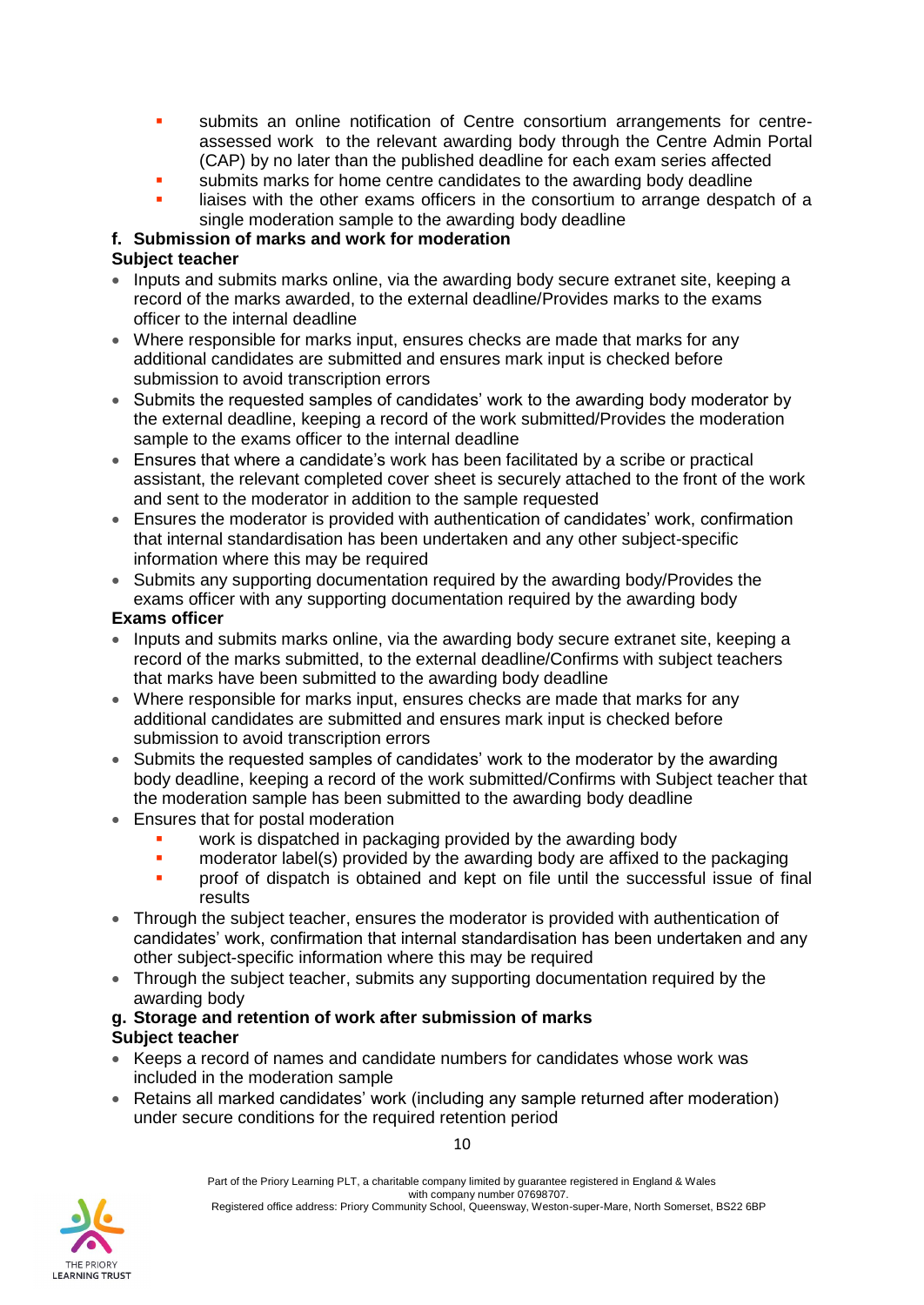- submits an online notification of Centre consortium arrangements for centre-assessed work to the relevant awarding body through the Centre Admin Portal (CAP) by no later than the published deadline for each exam series affected
    - submits marks for home centre candidates to the awarding body deadline
    - liaises with the other exams officers in the consortium to arrange despatch of a single moderation sample to the awarding body deadline

**f. Submission of marks and work for moderation**

**Subject teacher**

- Inputs and submits marks online, via the awarding body secure extranet site, keeping a record of the marks awarded, to the external deadline/Provides marks to the exams officer to the internal deadline
- Where responsible for marks input, ensures checks are made that marks for any additional candidates are submitted and ensures mark input is checked before submission to avoid transcription errors
- Submits the requested samples of candidates' work to the awarding body moderator by the external deadline, keeping a record of the work submitted/Provides the moderation sample to the exams officer to the internal deadline
- Ensures that where a candidate's work has been facilitated by a scribe or practical assistant, the relevant completed cover sheet is securely attached to the front of the work and sent to the moderator in addition to the sample requested
- Ensures the moderator is provided with authentication of candidates' work, confirmation that internal standardisation has been undertaken and any other subject-specific information where this may be required
- Submits any supporting documentation required by the awarding body/Provides the exams officer with any supporting documentation required by the awarding body

**Exams officer**

- Inputs and submits marks online, via the awarding body secure extranet site, keeping a record of the marks submitted, to the external deadline/Confirms with subject teachers that marks have been submitted to the awarding body deadline
- Where responsible for marks input, ensures checks are made that marks for any additional candidates are submitted and ensures mark input is checked before submission to avoid transcription errors
- Submits the requested samples of candidates' work to the moderator by the awarding body deadline, keeping a record of the work submitted/Confirms with Subject teacher that the moderation sample has been submitted to the awarding body deadline
- Ensures that for postal moderation
    - work is dispatched in packaging provided by the awarding body
    - moderator label(s) provided by the awarding body are affixed to the packaging
    - proof of dispatch is obtained and kept on file until the successful issue of final results
- Through the subject teacher, ensures the moderator is provided with authentication of candidates' work, confirmation that internal standardisation has been undertaken and any other subject-specific information where this may be required
- Through the subject teacher, submits any supporting documentation required by the awarding body

**g. Storage and retention of work after submission of marks**

**Subject teacher**

- Keeps a record of names and candidate numbers for candidates whose work was included in the moderation sample
- Retains all marked candidates' work (including any sample returned after moderation) under secure conditions for the required retention period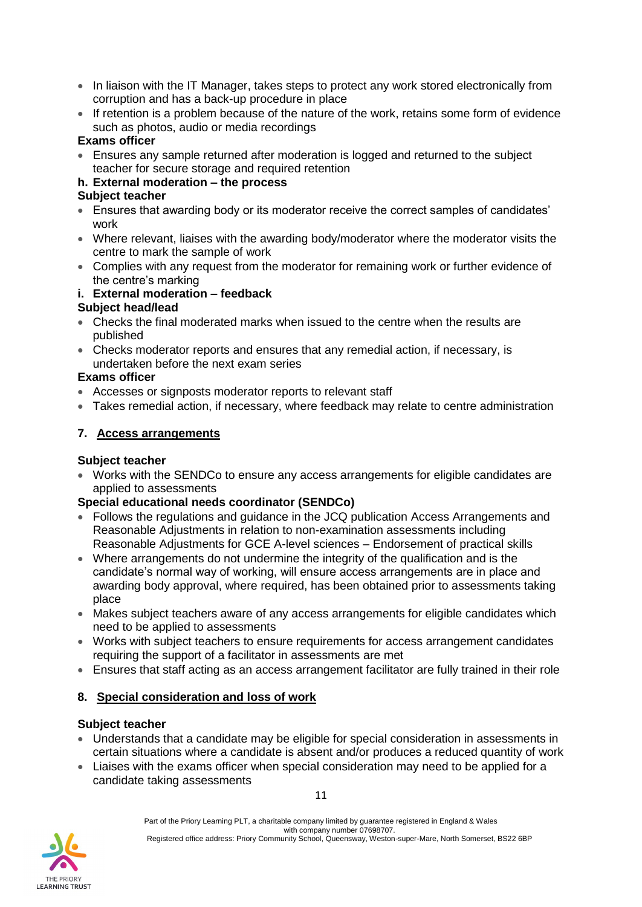- In liaison with the IT Manager, takes steps to protect any work stored electronically from corruption and has a back-up procedure in place
- If retention is a problem because of the nature of the work, retains some form of evidence such as photos, audio or media recordings

**Exams officer**

- Ensures any sample returned after moderation is logged and returned to the subject teacher for secure storage and required retention

**h. External moderation – the process**

**Subject teacher**

- Ensures that awarding body or its moderator receive the correct samples of candidates' work
- Where relevant, liaises with the awarding body/moderator where the moderator visits the centre to mark the sample of work
- Complies with any request from the moderator for remaining work or further evidence of the centre's marking

**i. External moderation – feedback**

**Subject head/lead**

- Checks the final moderated marks when issued to the centre when the results are published
- Checks moderator reports and ensures that any remedial action, if necessary, is undertaken before the next exam series

**Exams officer**

- Accesses or signposts moderator reports to relevant staff
- Takes remedial action, if necessary, where feedback may relate to centre administration

## 7. Access arrangements

**Subject teacher**

- Works with the SENDCo to ensure any access arrangements for eligible candidates are applied to assessments

**Special educational needs coordinator (SENDCo)**

- Follows the regulations and guidance in the JCQ publication Access Arrangements and Reasonable Adjustments in relation to non-examination assessments including Reasonable Adjustments for GCE A-level sciences – Endorsement of practical skills
- Where arrangements do not undermine the integrity of the qualification and is the candidate's normal way of working, will ensure access arrangements are in place and awarding body approval, where required, has been obtained prior to assessments taking place
- Makes subject teachers aware of any access arrangements for eligible candidates which need to be applied to assessments
- Works with subject teachers to ensure requirements for access arrangement candidates requiring the support of a facilitator in assessments are met
- Ensures that staff acting as an access arrangement facilitator are fully trained in their role

## 8. Special consideration and loss of work

**Subject teacher**

- Understands that a candidate may be eligible for special consideration in assessments in certain situations where a candidate is absent and/or produces a reduced quantity of work
- Liaises with the exams officer when special consideration may need to be applied for a candidate taking assessments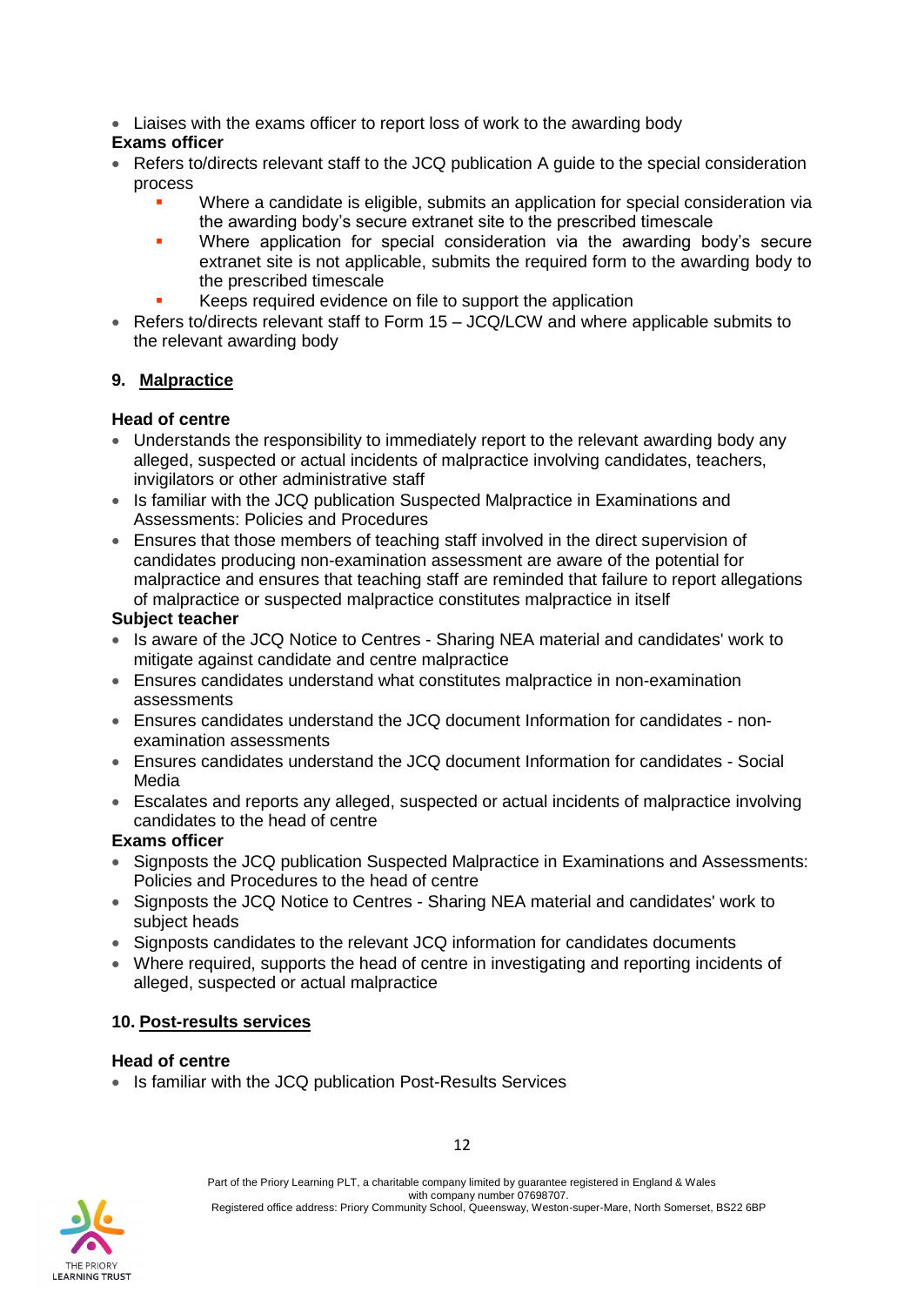- Liaises with the exams officer to report loss of work to the awarding body

**Exams officer**

- Refers to/directs relevant staff to the JCQ publication A guide to the special consideration process
  - Where a candidate is eligible, submits an application for special consideration via the awarding body's secure extranet site to the prescribed timescale
  - Where application for special consideration via the awarding body's secure extranet site is not applicable, submits the required form to the awarding body to the prescribed timescale
  - Keeps required evidence on file to support the application
- Refers to/directs relevant staff to Form 15 – JCQ/LCW and where applicable submits to the relevant awarding body

## 9. Malpractice

**Head of centre**

- Understands the responsibility to immediately report to the relevant awarding body any alleged, suspected or actual incidents of malpractice involving candidates, teachers, invigilators or other administrative staff
- Is familiar with the JCQ publication Suspected Malpractice in Examinations and Assessments: Policies and Procedures
- Ensures that those members of teaching staff involved in the direct supervision of candidates producing non-examination assessment are aware of the potential for malpractice and ensures that teaching staff are reminded that failure to report allegations of malpractice or suspected malpractice constitutes malpractice in itself

**Subject teacher**

- Is aware of the JCQ Notice to Centres - Sharing NEA material and candidates' work to mitigate against candidate and centre malpractice
- Ensures candidates understand what constitutes malpractice in non-examination assessments
- Ensures candidates understand the JCQ document Information for candidates - non-examination assessments
- Ensures candidates understand the JCQ document Information for candidates - Social Media
- Escalates and reports any alleged, suspected or actual incidents of malpractice involving candidates to the head of centre

**Exams officer**

- Signposts the JCQ publication Suspected Malpractice in Examinations and Assessments: Policies and Procedures to the head of centre
- Signposts the JCQ Notice to Centres - Sharing NEA material and candidates' work to subject heads
- Signposts candidates to the relevant JCQ information for candidates documents
- Where required, supports the head of centre in investigating and reporting incidents of alleged, suspected or actual malpractice

## 10. Post-results services

**Head of centre**

- Is familiar with the JCQ publication Post-Results Services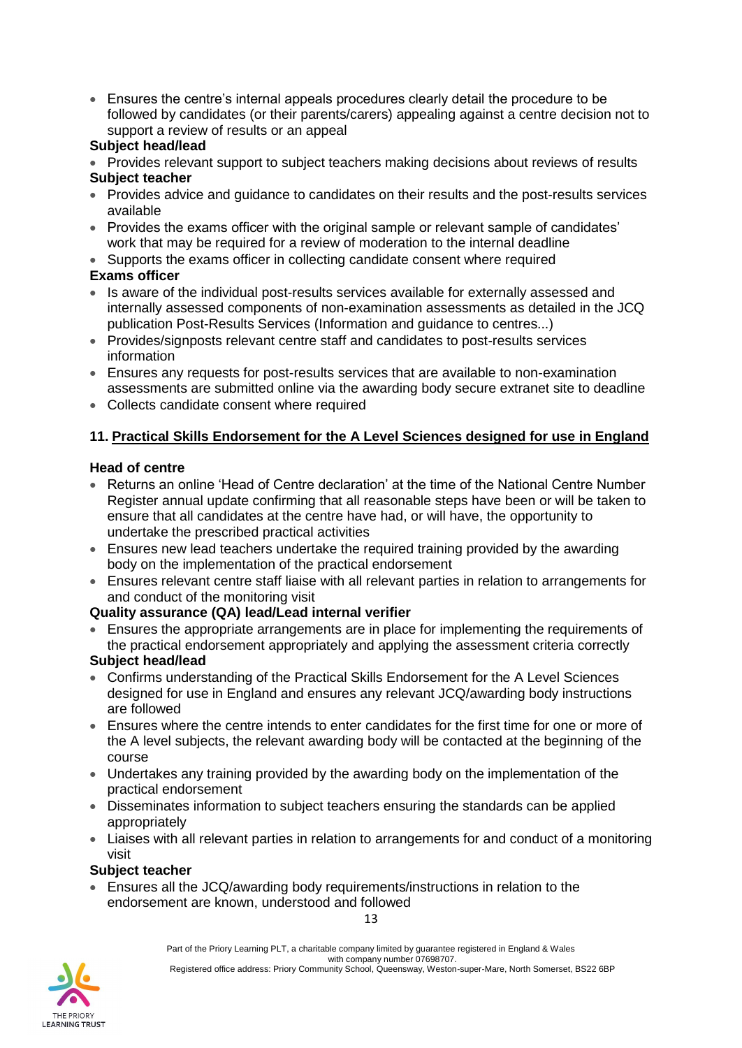- Ensures the centre's internal appeals procedures clearly detail the procedure to be followed by candidates (or their parents/carers) appealing against a centre decision not to support a review of results or an appeal

**Subject head/lead**

- Provides relevant support to subject teachers making decisions about reviews of results

**Subject teacher**

- Provides advice and guidance to candidates on their results and the post-results services available
- Provides the exams officer with the original sample or relevant sample of candidates' work that may be required for a review of moderation to the internal deadline
- Supports the exams officer in collecting candidate consent where required

**Exams officer**

- Is aware of the individual post-results services available for externally assessed and internally assessed components of non-examination assessments as detailed in the JCQ publication Post-Results Services (Information and guidance to centres...)
- Provides/signposts relevant centre staff and candidates to post-results services information
- Ensures any requests for post-results services that are available to non-examination assessments are submitted online via the awarding body secure extranet site to deadline
- Collects candidate consent where required

## 11. Practical Skills Endorsement for the A Level Sciences designed for use in England

**Head of centre**

- Returns an online 'Head of Centre declaration' at the time of the National Centre Number Register annual update confirming that all reasonable steps have been or will be taken to ensure that all candidates at the centre have had, or will have, the opportunity to undertake the prescribed practical activities
- Ensures new lead teachers undertake the required training provided by the awarding body on the implementation of the practical endorsement
- Ensures relevant centre staff liaise with all relevant parties in relation to arrangements for and conduct of the monitoring visit

**Quality assurance (QA) lead/Lead internal verifier**

- Ensures the appropriate arrangements are in place for implementing the requirements of the practical endorsement appropriately and applying the assessment criteria correctly

**Subject head/lead**

- Confirms understanding of the Practical Skills Endorsement for the A Level Sciences designed for use in England and ensures any relevant JCQ/awarding body instructions are followed
- Ensures where the centre intends to enter candidates for the first time for one or more of the A level subjects, the relevant awarding body will be contacted at the beginning of the course
- Undertakes any training provided by the awarding body on the implementation of the practical endorsement
- Disseminates information to subject teachers ensuring the standards can be applied appropriately
- Liaises with all relevant parties in relation to arrangements for and conduct of a monitoring visit

**Subject teacher**

- Ensures all the JCQ/awarding body requirements/instructions in relation to the endorsement are known, understood and followed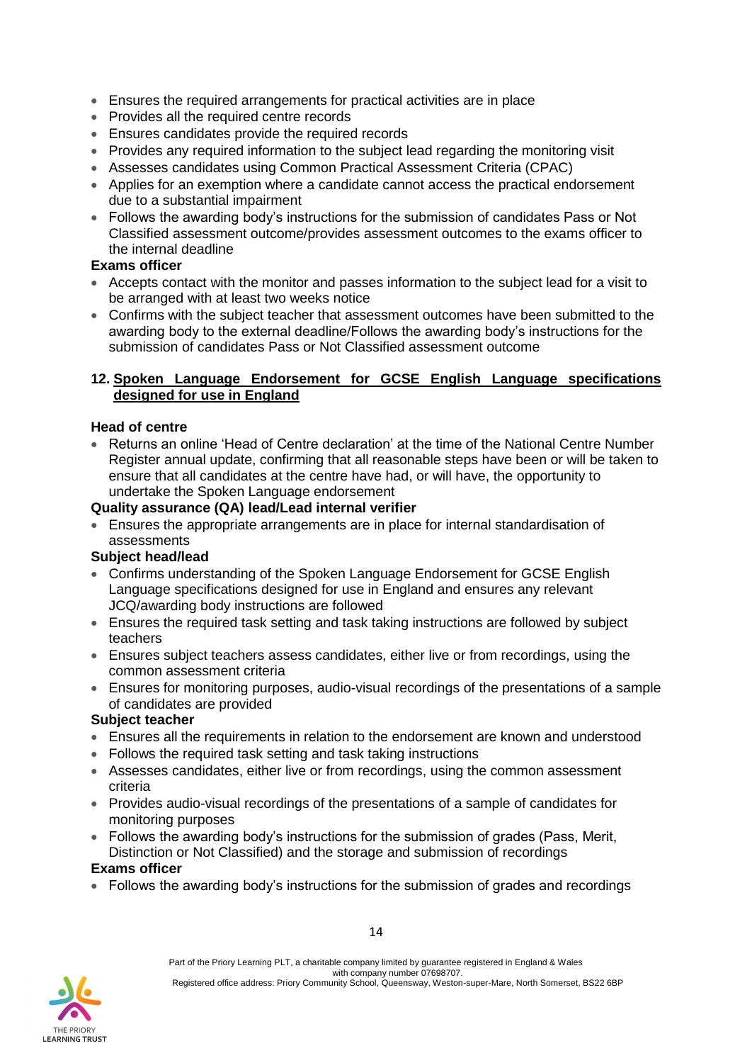- Ensures the required arrangements for practical activities are in place
- Provides all the required centre records
- Ensures candidates provide the required records
- Provides any required information to the subject lead regarding the monitoring visit
- Assesses candidates using Common Practical Assessment Criteria (CPAC)
- Applies for an exemption where a candidate cannot access the practical endorsement due to a substantial impairment
- Follows the awarding body's instructions for the submission of candidates Pass or Not Classified assessment outcome/provides assessment outcomes to the exams officer to the internal deadline

**Exams officer**

- Accepts contact with the monitor and passes information to the subject lead for a visit to be arranged with at least two weeks notice
- Confirms with the subject teacher that assessment outcomes have been submitted to the awarding body to the external deadline/Follows the awarding body's instructions for the submission of candidates Pass or Not Classified assessment outcome

## 12. Spoken Language Endorsement for GCSE English Language specifications designed for use in England

**Head of centre**

- Returns an online 'Head of Centre declaration' at the time of the National Centre Number Register annual update, confirming that all reasonable steps have been or will be taken to ensure that all candidates at the centre have had, or will have, the opportunity to undertake the Spoken Language endorsement

**Quality assurance (QA) lead/Lead internal verifier**

- Ensures the appropriate arrangements are in place for internal standardisation of assessments

**Subject head/lead**

- Confirms understanding of the Spoken Language Endorsement for GCSE English Language specifications designed for use in England and ensures any relevant JCQ/awarding body instructions are followed
- Ensures the required task setting and task taking instructions are followed by subject teachers
- Ensures subject teachers assess candidates, either live or from recordings, using the common assessment criteria
- Ensures for monitoring purposes, audio-visual recordings of the presentations of a sample of candidates are provided

**Subject teacher**

- Ensures all the requirements in relation to the endorsement are known and understood
- Follows the required task setting and task taking instructions
- Assesses candidates, either live or from recordings, using the common assessment criteria
- Provides audio-visual recordings of the presentations of a sample of candidates for monitoring purposes
- Follows the awarding body's instructions for the submission of grades (Pass, Merit, Distinction or Not Classified) and the storage and submission of recordings

**Exams officer**

- Follows the awarding body's instructions for the submission of grades and recordings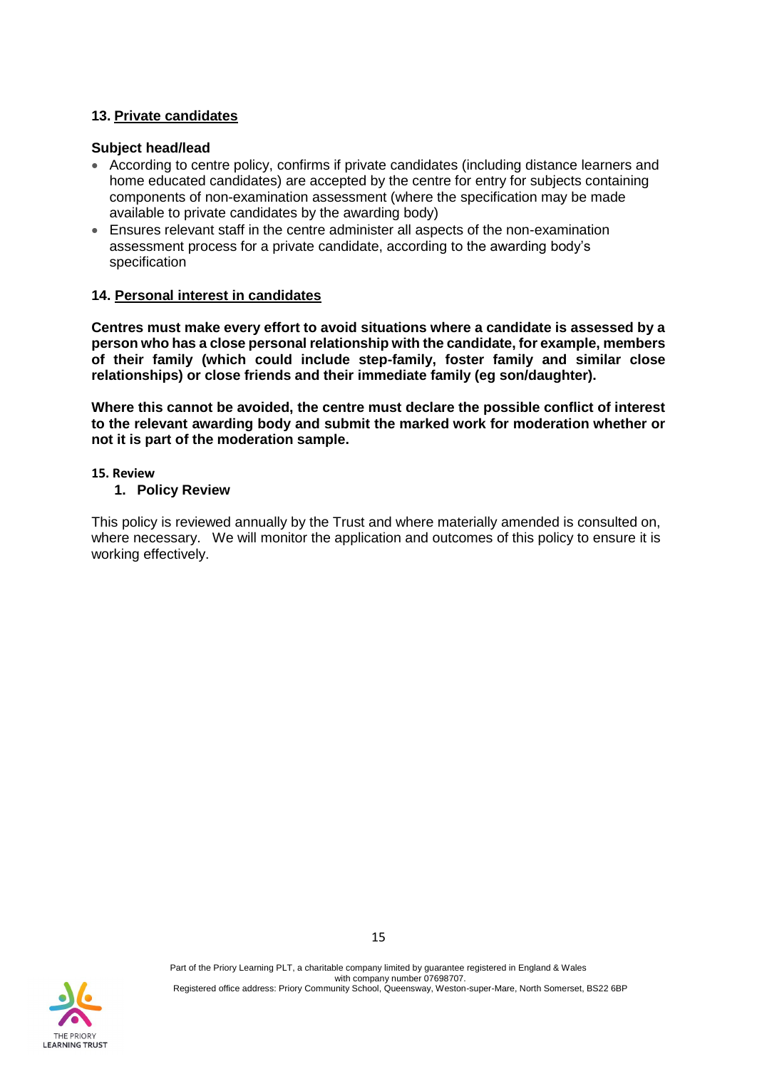### 13. Private candidates

**Subject head/lead**

- According to centre policy, confirms if private candidates (including distance learners and home educated candidates) are accepted by the centre for entry for subjects containing components of non-examination assessment (where the specification may be made available to private candidates by the awarding body)
- Ensures relevant staff in the centre administer all aspects of the non-examination assessment process for a private candidate, according to the awarding body's specification

### 14. Personal interest in candidates

**Centres must make every effort to avoid situations where a candidate is assessed by a person who has a close personal relationship with the candidate, for example, members of their family (which could include step-family, foster family and similar close relationships) or close friends and their immediate family (eg son/daughter).**

**Where this cannot be avoided, the centre must declare the possible conflict of interest to the relevant awarding body and submit the marked work for moderation whether or not it is part of the moderation sample.**

### 15. Review

1. **Policy Review**

This policy is reviewed annually by the Trust and where materially amended is consulted on, where necessary. We will monitor the application and outcomes of this policy to ensure it is working effectively.